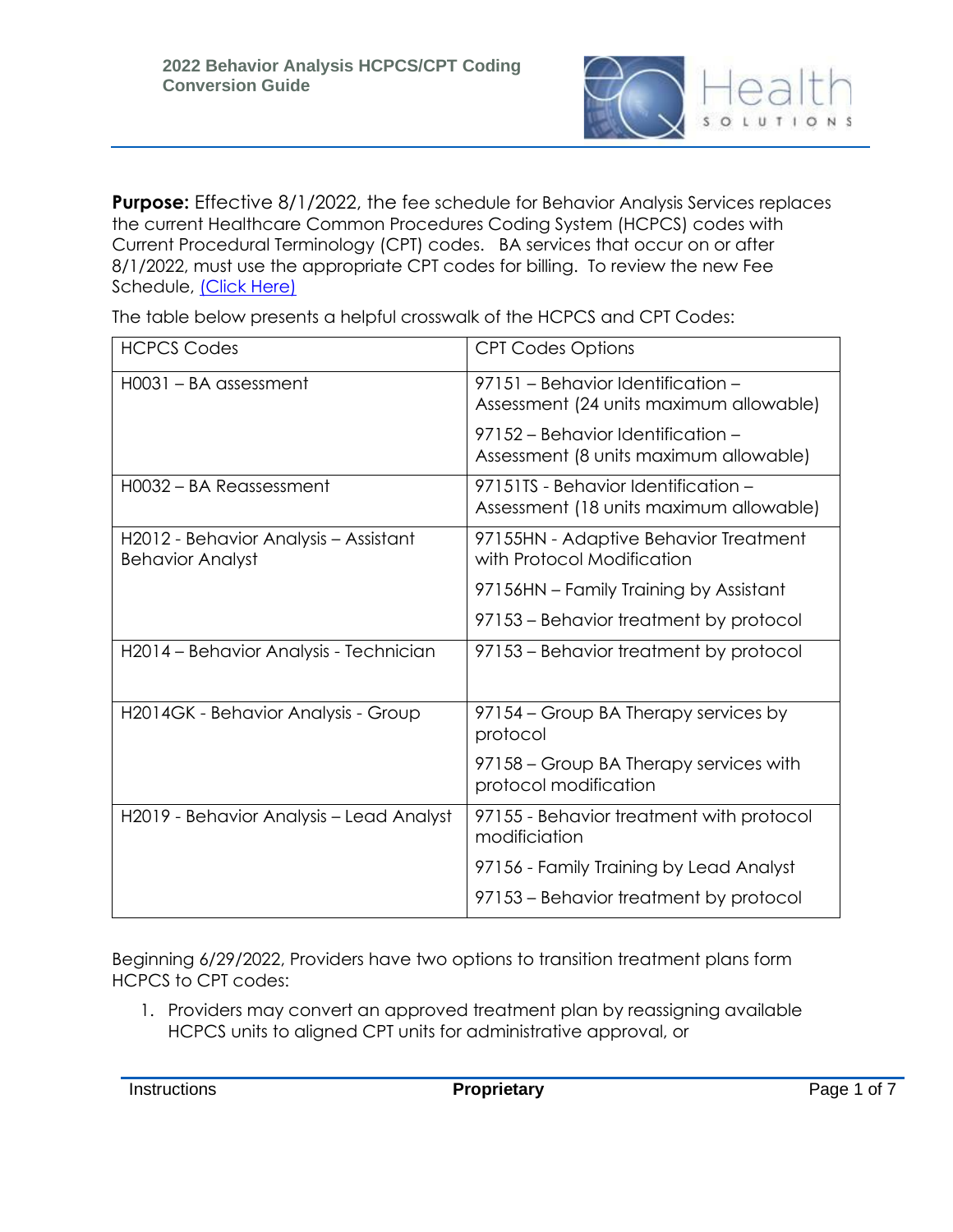# 2022 Behavior Analysis HCPCS/CPT Coding Conversion Guide

**Purpose:** Effective 8/1/2022, the fee schedule for Behavior Analysis Services replaces the current Healthcare Common Procedures Coding System (HCPCS) codes with Current Procedural Terminology (CPT) codes. BA services that occur on or after 8/1/2022, must use the appropriate CPT codes for billing. To review the new Fee Schedule, (Click Here)

The table below presents a helpful crosswalk of the HCPCS and CPT Codes:

| HCPCS Codes | CPT Codes Options |
|---|---|
| H0031 – BA assessment | 97151 – Behavior Identification – Assessment (24 units maximum allowable)<br>97152 – Behavior Identification – Assessment (8 units maximum allowable) |
| H0032 – BA Reassessment | 97151TS - Behavior Identification – Assessment (18 units maximum allowable) |
| H2012 - Behavior Analysis – Assistant Behavior Analyst | 97155HN - Adaptive Behavior Treatment with Protocol Modification<br>97156HN – Family Training by Assistant<br>97153 – Behavior treatment by protocol |
| H2014 – Behavior Analysis - Technician | 97153 – Behavior treatment by protocol |
| H2014GK - Behavior Analysis - Group | 97154 – Group BA Therapy services by protocol<br>97158 – Group BA Therapy services with protocol modification |
| H2019 - Behavior Analysis – Lead Analyst | 97155 - Behavior treatment with protocol modification<br>97156 - Family Training by Lead Analyst<br>97153 – Behavior treatment by protocol |

Beginning 6/29/2022, Providers have two options to transition treatment plans form HCPCS to CPT codes:

1. Providers may convert an approved treatment plan by reassigning available HCPCS units to aligned CPT units for administrative approval, or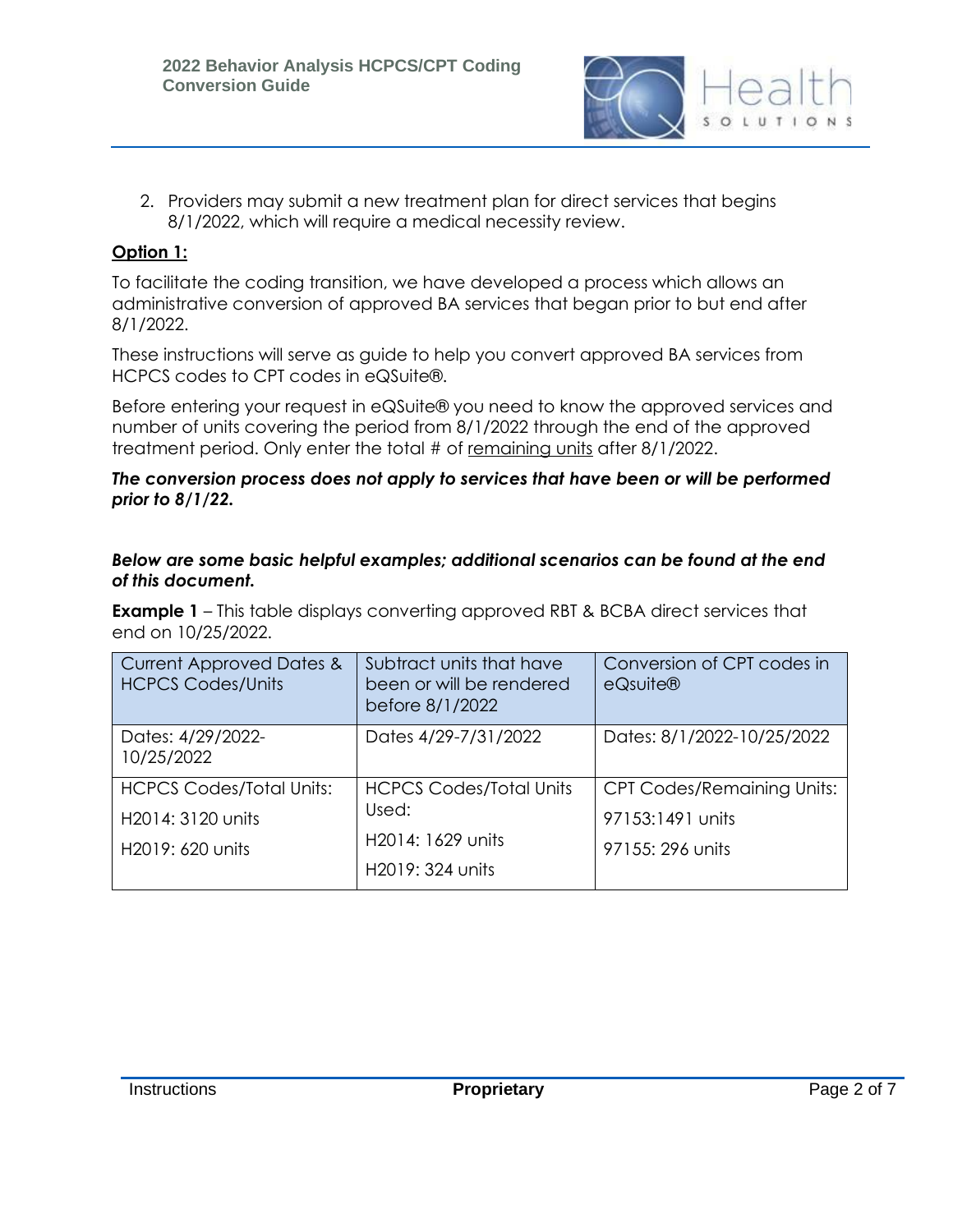2. Providers may submit a new treatment plan for direct services that begins 8/1/2022, which will require a medical necessity review.

**Option 1:**

To facilitate the coding transition, we have developed a process which allows an administrative conversion of approved BA services that began prior to but end after 8/1/2022.

These instructions will serve as guide to help you convert approved BA services from HCPCS codes to CPT codes in eQSuite®.

Before entering your request in eQSuite® you need to know the approved services and number of units covering the period from 8/1/2022 through the end of the approved treatment period. Only enter the total # of remaining units after 8/1/2022.

***The conversion process does not apply to services that have been or will be performed prior to 8/1/22.***

***Below are some basic helpful examples; additional scenarios can be found at the end of this document.***

**Example 1** – This table displays converting approved RBT & BCBA direct services that end on 10/25/2022.

| Current Approved Dates & HCPCS Codes/Units | Subtract units that have been or will be rendered before 8/1/2022 | Conversion of CPT codes in eQsuite® |
|---|---|---|
| Dates: 4/29/2022-10/25/2022 | Dates 4/29-7/31/2022 | Dates: 8/1/2022-10/25/2022 |
| HCPCS Codes/Total Units:<br>H2014: 3120 units<br>H2019: 620 units | HCPCS Codes/Total Units Used:<br>H2014: 1629 units<br>H2019: 324 units | CPT Codes/Remaining Units:<br>97153:1491 units<br>97155: 296 units |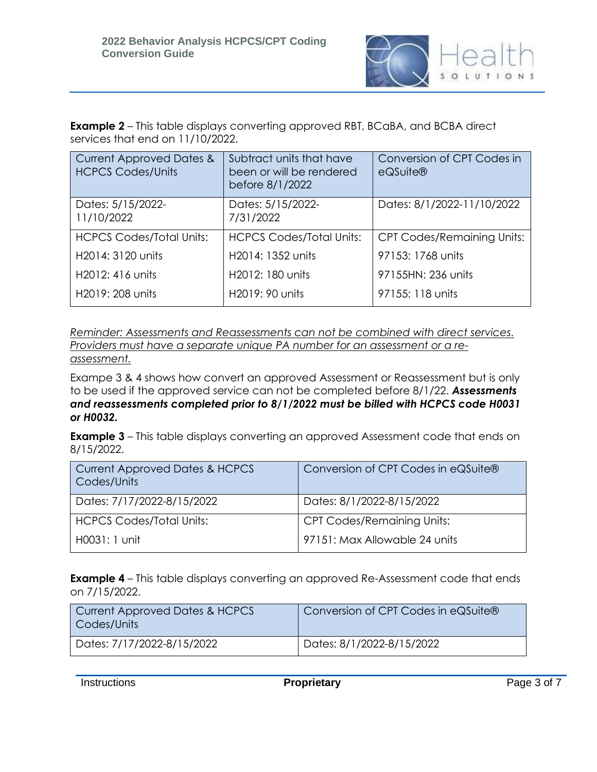**Example 2** – This table displays converting approved RBT, BCaBA, and BCBA direct services that end on 11/10/2022.

| Current Approved Dates & HCPCS Codes/Units | Subtract units that have been or will be rendered before 8/1/2022 | Conversion of CPT Codes in eQSuite® |
|---|---|---|
| Dates: 5/15/2022-11/10/2022 | Dates: 5/15/2022-7/31/2022 | Dates: 8/1/2022-11/10/2022 |
| HCPCS Codes/Total Units: | HCPCS Codes/Total Units: | CPT Codes/Remaining Units: |
| H2014: 3120 units | H2014: 1352 units | 97153: 1768 units |
| H2012: 416 units | H2012: 180 units | 97155HN: 236 units |
| H2019: 208 units | H2019: 90 units | 97155: 118 units |

*Reminder: Assessments and Reassessments can not be combined with direct services. Providers must have a separate unique PA number for an assessment or a re-assessment.*

Exampe 3 & 4 shows how convert an approved Assessment or Reassessment but is only to be used if the approved service can not be completed before 8/1/22. ***Assessments and reassessments completed prior to 8/1/2022 must be billed with HCPCS code H0031 or H0032.***

**Example 3** – This table displays converting an approved Assessment code that ends on 8/15/2022.

| Current Approved Dates & HCPCS Codes/Units | Conversion of CPT Codes in eQSuite® |
|---|---|
| Dates: 7/17/2022-8/15/2022 | Dates: 8/1/2022-8/15/2022 |
| HCPCS Codes/Total Units: | CPT Codes/Remaining Units: |
| H0031: 1 unit | 97151: Max Allowable 24 units |

**Example 4** – This table displays converting an approved Re-Assessment code that ends on 7/15/2022.

| Current Approved Dates & HCPCS Codes/Units | Conversion of CPT Codes in eQSuite® |
|---|---|
| Dates: 7/17/2022-8/15/2022 | Dates: 8/1/2022-8/15/2022 |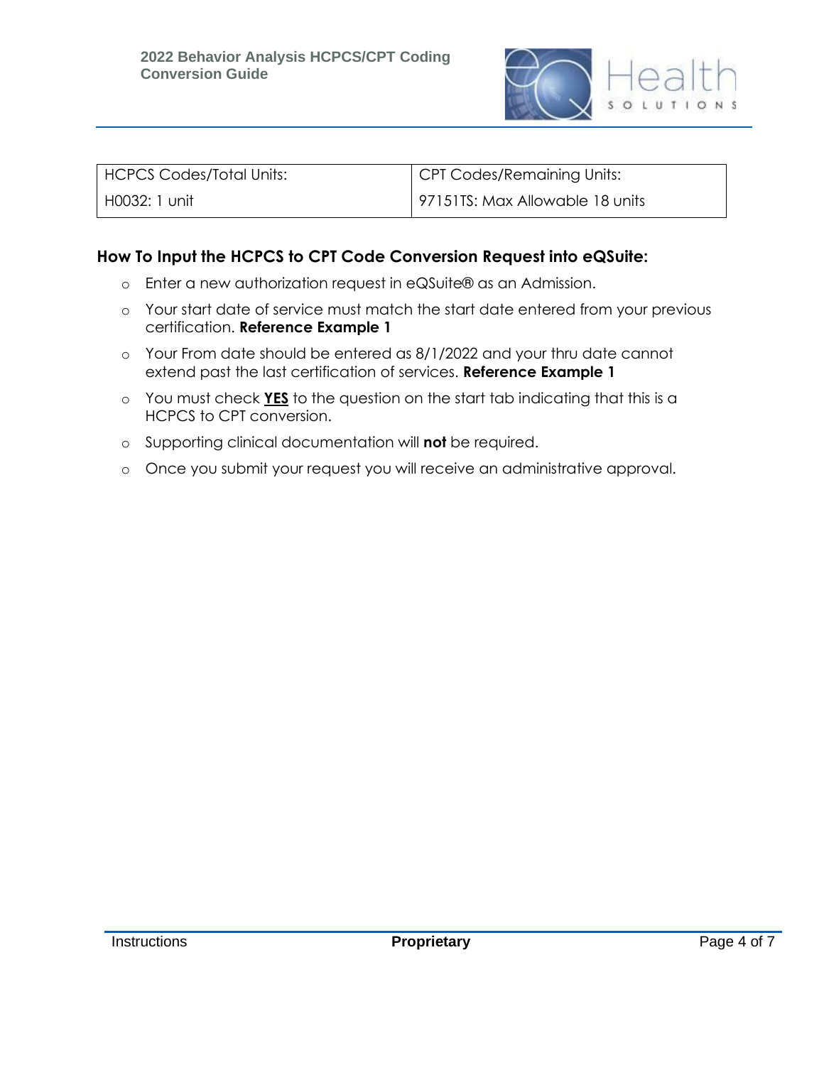| HCPCS Codes/Total Units: | CPT Codes/Remaining Units: |
| --- | --- |
| H0032: 1 unit | 97151TS: Max Allowable 18 units |

## How To Input the HCPCS to CPT Code Conversion Request into eQSuite:

- Enter a new authorization request in eQSuite® as an Admission.
- Your start date of service must match the start date entered from your previous certification. **Reference Example 1**
- Your From date should be entered as 8/1/2022 and your thru date cannot extend past the last certification of services. **Reference Example 1**
- You must check **YES** to the question on the start tab indicating that this is a HCPCS to CPT conversion.
- Supporting clinical documentation will **not** be required.
- Once you submit your request you will receive an administrative approval.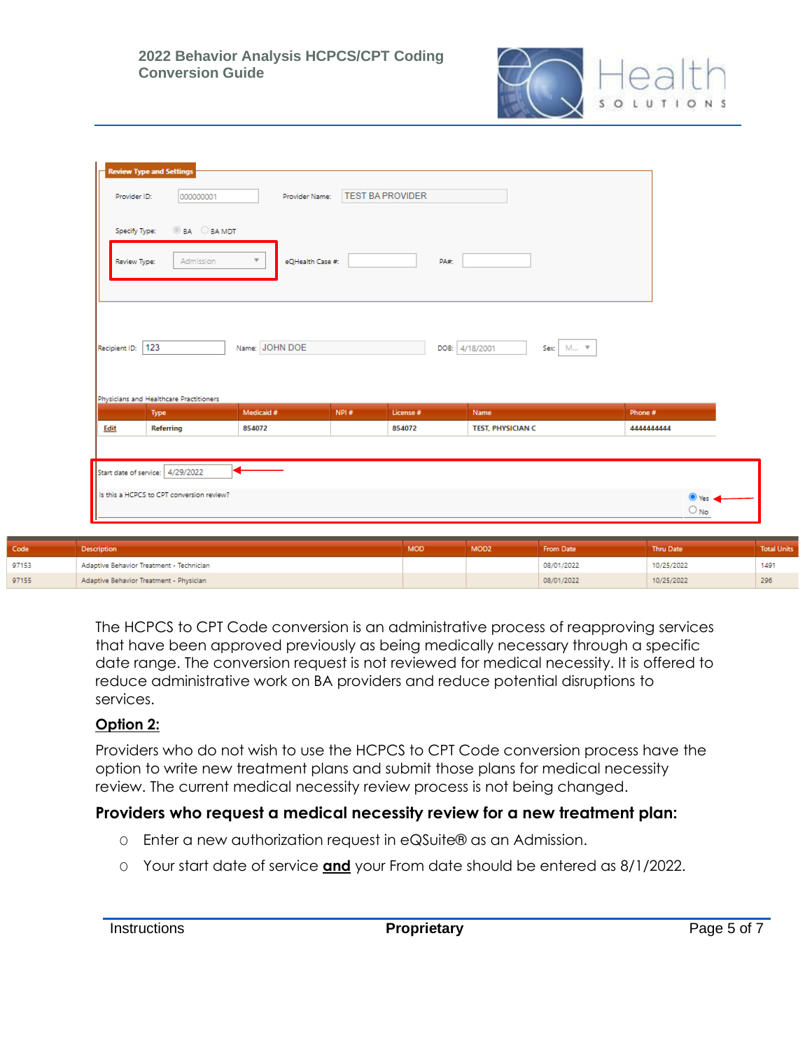**Review Type and Settings**

Provider ID: 000000001 &nbsp;&nbsp; Provider Name: TEST BA PROVIDER

Specify Type: BA &nbsp; BA MDT

Review Type: Admission &nbsp;&nbsp; eQHealth Case #: &nbsp;&nbsp; PA#:

Recipient ID: 123 &nbsp;&nbsp; Name: JOHN DOE &nbsp;&nbsp; DOB: 4/18/2001 &nbsp;&nbsp; Sex: M...

Physicians and Healthcare Practitioners

| | Type | Medicaid # | NPI # | License # | Name | Phone # |
|---|---|---|---|---|---|---|
| Edit | Referring | 854072 | | 854072 | TEST, PHYSICIAN C | 4444444444 |

Start date of service: 4/29/2022

Is this a HCPCS to CPT conversion review? Yes / No

| Code | Description | MOD | MOD2 | From Date | Thru Date | Total Units |
|---|---|---|---|---|---|---|
| 97153 | Adaptive Behavior Treatment - Technician | | | 08/01/2022 | 10/25/2022 | 1491 |
| 97155 | Adaptive Behavior Treatment - Physician | | | 08/01/2022 | 10/25/2022 | 296 |

The HCPCS to CPT Code conversion is an administrative process of reapproving services that have been approved previously as being medically necessary through a specific date range. The conversion request is not reviewed for medical necessity. It is offered to reduce administrative work on BA providers and reduce potential disruptions to services.

**Option 2:**

Providers who do not wish to use the HCPCS to CPT Code conversion process have the option to write new treatment plans and submit those plans for medical necessity review. The current medical necessity review process is not being changed.

### Providers who request a medical necessity review for a new treatment plan:

- Enter a new authorization request in eQSuite® as an Admission.
- Your start date of service **and** your From date should be entered as 8/1/2022.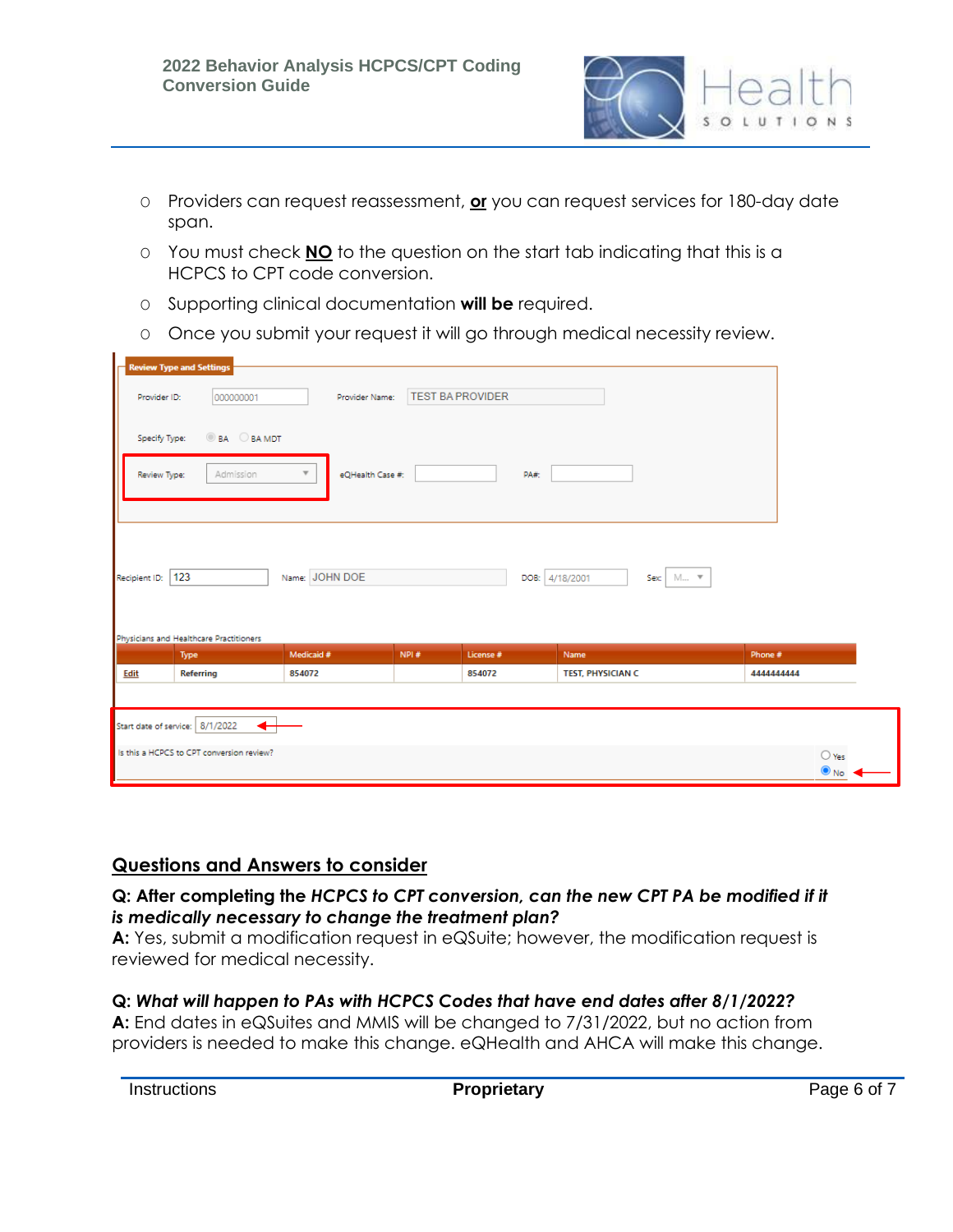- Providers can request reassessment, **or** you can request services for 180-day date span.
- You must check **NO** to the question on the start tab indicating that this is a HCPCS to CPT code conversion.
- Supporting clinical documentation **will be** required.
- Once you submit your request it will go through medical necessity review.

Review Type and Settings

Provider ID: 000000001 Provider Name: TEST BA PROVIDER

Specify Type: BA BA MDT

Review Type: Admission eQHealth Case #: PA#:

Recipient ID: 123 Name: JOHN DOE DOB: 4/18/2001 Sex: M...

Physicians and Healthcare Practitioners

| | Type | Medicaid # | NPI # | License # | Name | Phone # |
|---|---|---|---|---|---|---|
| Edit | Referring | 854072 | | 854072 | TEST, PHYSICIAN C | 4444444444 |

Start date of service: 8/1/2022

Is this a HCPCS to CPT conversion review? Yes No

## Questions and Answers to consider

**Q: After completing the *HCPCS to CPT conversion, can the new CPT PA be modified if it is medically necessary to change the treatment plan?***
**A:** Yes, submit a modification request in eQSuite; however, the modification request is reviewed for medical necessity.

**Q: *What will happen to PAs with HCPCS Codes that have end dates after 8/1/2022?***
**A:** End dates in eQSuites and MMIS will be changed to 7/31/2022, but no action from providers is needed to make this change. eQHealth and AHCA will make this change.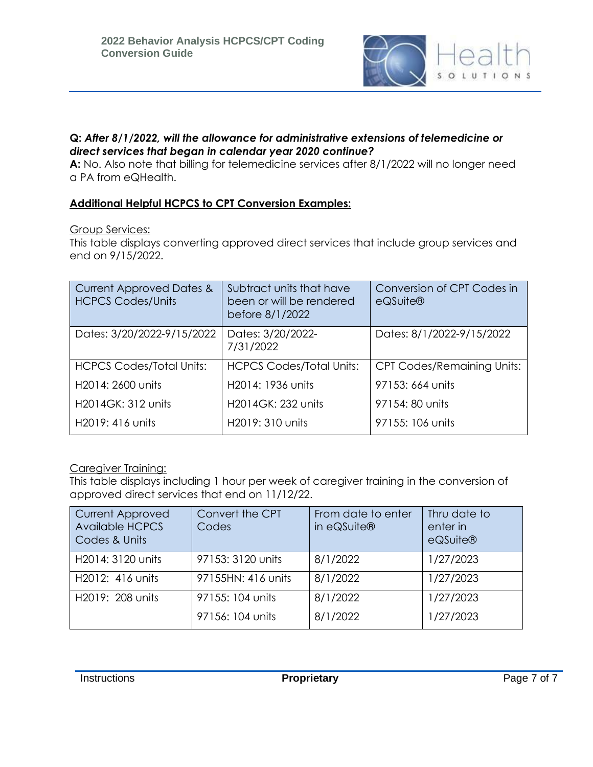**Q:** ***After 8/1/2022, will the allowance for administrative extensions of telemedicine or direct services that began in calendar year 2020 continue?***

**A:** No. Also note that billing for telemedicine services after 8/1/2022 will no longer need a PA from eQHealth.

## Additional Helpful HCPCS to CPT Conversion Examples:

Group Services:

This table displays converting approved direct services that include group services and end on 9/15/2022.

| Current Approved Dates & HCPCS Codes/Units | Subtract units that have been or will be rendered before 8/1/2022 | Conversion of CPT Codes in eQSuite® |
|---|---|---|
| Dates: 3/20/2022-9/15/2022 | Dates: 3/20/2022-7/31/2022 | Dates: 8/1/2022-9/15/2022 |
| HCPCS Codes/Total Units: | HCPCS Codes/Total Units: | CPT Codes/Remaining Units: |
| H2014: 2600 units | H2014: 1936 units | 97153: 664 units |
| H2014GK: 312 units | H2014GK: 232 units | 97154: 80 units |
| H2019: 416 units | H2019: 310 units | 97155: 106 units |

Caregiver Training:

This table displays including 1 hour per week of caregiver training in the conversion of approved direct services that end on 11/12/22.

| Current Approved Available HCPCS Codes & Units | Convert the CPT Codes | From date to enter in eQSuite® | Thru date to enter in eQSuite® |
|---|---|---|---|
| H2014: 3120 units | 97153: 3120 units | 8/1/2022 | 1/27/2023 |
| H2012: 416 units | 97155HN: 416 units | 8/1/2022 | 1/27/2023 |
| H2019: 208 units | 97155: 104 units | 8/1/2022 | 1/27/2023 |
| | 97156: 104 units | 8/1/2022 | 1/27/2023 |